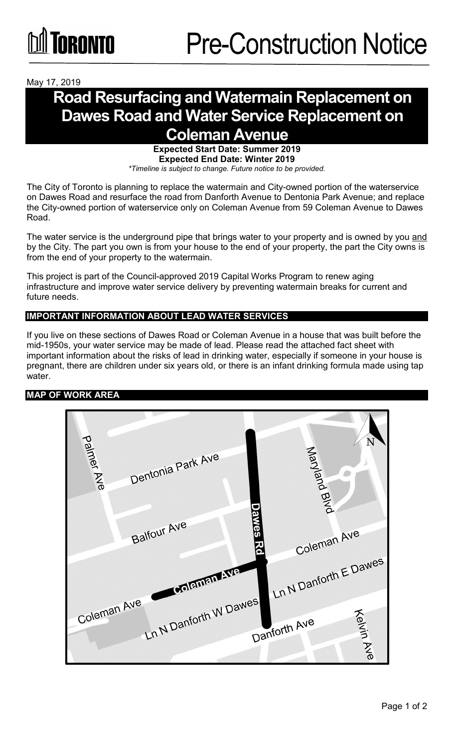# Pre-Construction Notice

May 17, 2019

## Road Resurfacing and Watermain Replacement on Dawes Road and Water Service Replacement on Coleman Avenue

**Expected Start Date: Summer 2019**
**Expected End Date: Winter 2019**
*\*Timeline is subject to change. Future notice to be provided.*

The City of Toronto is planning to replace the watermain and City-owned portion of the waterservice on Dawes Road and resurface the road from Danforth Avenue to Dentonia Park Avenue; and replace the City-owned portion of waterservice only on Coleman Avenue from 59 Coleman Avenue to Dawes Road.

The water service is the underground pipe that brings water to your property and is owned by you and by the City. The part you own is from your house to the end of your property, the part the City owns is from the end of your property to the watermain.

This project is part of the Council-approved 2019 Capital Works Program to renew aging infrastructure and improve water service delivery by preventing watermain breaks for current and future needs.

### IMPORTANT INFORMATION ABOUT LEAD WATER SERVICES

If you live on these sections of Dawes Road or Coleman Avenue in a house that was built before the mid-1950s, your water service may be made of lead. Please read the attached fact sheet with important information about the risks of lead in drinking water, especially if someone in your house is pregnant, there are children under six years old, or there is an infant drinking formula made using tap water.

### MAP OF WORK AREA

Palmer Ave, Dentonia Park Ave, Maryland Blvd, Dawes Rd, Balfour Ave, Coleman Ave, Ln N Danforth E Dawes, Ln N Danforth W Dawes, Danforth Ave, Kelvin Ave, N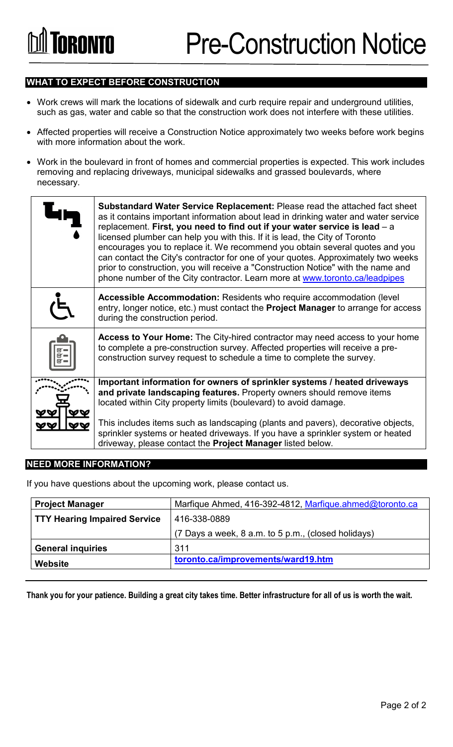# Pre-Construction Notice

## WHAT TO EXPECT BEFORE CONSTRUCTION

- Work crews will mark the locations of sidewalk and curb require repair and underground utilities, such as gas, water and cable so that the construction work does not interfere with these utilities.
- Affected properties will receive a Construction Notice approximately two weeks before work begins with more information about the work.
- Work in the boulevard in front of homes and commercial properties is expected. This work includes removing and replacing driveways, municipal sidewalks and grassed boulevards, where necessary.

| | |
|---|---|
| | **Substandard Water Service Replacement:** Please read the attached fact sheet as it contains important information about lead in drinking water and water service replacement. **First, you need to find out if your water service is lead** – a licensed plumber can help you with this. If it is lead, the City of Toronto encourages you to replace it. We recommend you obtain several quotes and you can contact the City's contractor for one of your quotes. Approximately two weeks prior to construction, you will receive a "Construction Notice" with the name and phone number of the City contractor. Learn more at www.toronto.ca/leadpipes |
| | **Accessible Accommodation:** Residents who require accommodation (level entry, longer notice, etc.) must contact the **Project Manager** to arrange for access during the construction period. |
| | **Access to Your Home:** The City-hired contractor may need access to your home to complete a pre-construction survey. Affected properties will receive a pre-construction survey request to schedule a time to complete the survey. |
| | **Important information for owners of sprinkler systems / heated driveways and private landscaping features.** Property owners should remove items located within City property limits (boulevard) to avoid damage.<br><br>This includes items such as landscaping (plants and pavers), decorative objects, sprinkler systems or heated driveways. If you have a sprinkler system or heated driveway, please contact the **Project Manager** listed below. |

## NEED MORE INFORMATION?

If you have questions about the upcoming work, please contact us.

| | |
|---|---|
| **Project Manager** | Marfique Ahmed, 416-392-4812, Marfique.ahmed@toronto.ca |
| **TTY Hearing Impaired Service** | 416-338-0889 |
| | (7 Days a week, 8 a.m. to 5 p.m., (closed holidays) |
| **General inquiries** | 311 |
| **Website** | **toronto.ca/improvements/ward19.htm** |

**Thank you for your patience. Building a great city takes time. Better infrastructure for all of us is worth the wait.**